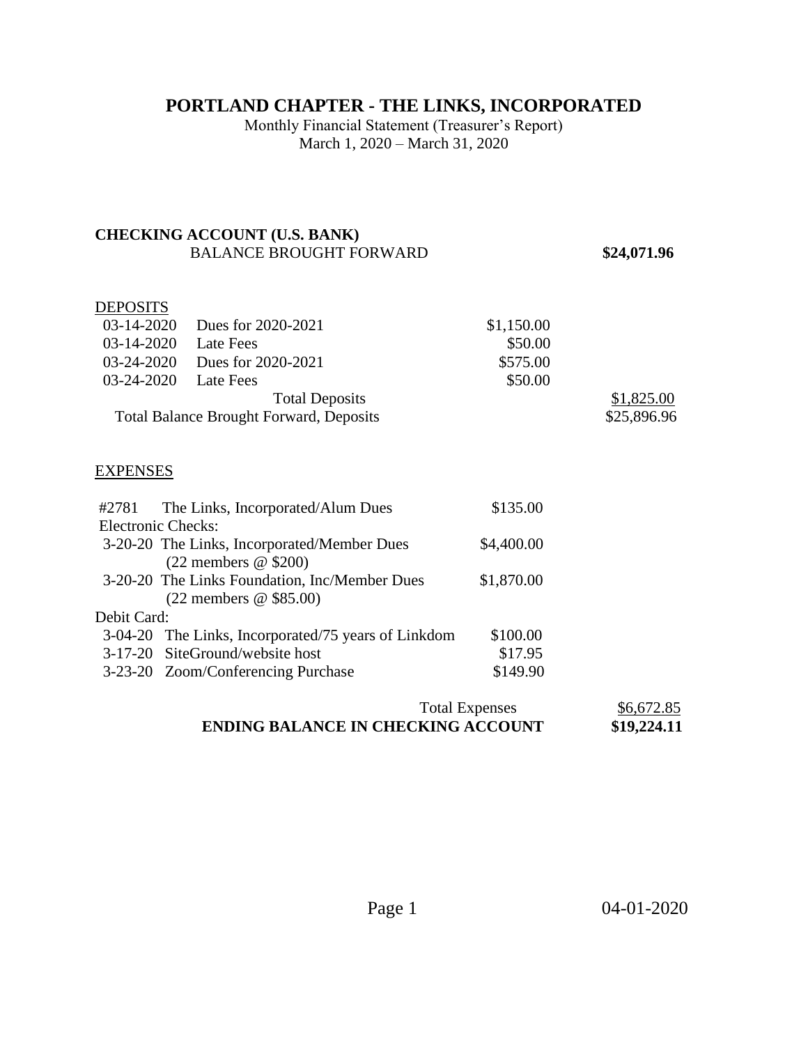# PORTLAND CHAPTER - THE LINKS, INCORPORATED

Monthly Financial Statement (Treasurer's Report)
March 1, 2020 – March 31, 2020

**CHECKING ACCOUNT (U.S. BANK)**

| | | | |
|---|---|---|---|
| BALANCE BROUGHT FORWARD | | | **$24,071.96** |

DEPOSITS

| | | | |
|---|---|---|---|
| 03-14-2020 | Dues for 2020-2021 | $1,150.00 | |
| 03-14-2020 | Late Fees | $50.00 | |
| 03-24-2020 | Dues for 2020-2021 | $575.00 | |
| 03-24-2020 | Late Fees | $50.00 | |
| | Total Deposits | | $1,825.00 |
| | Total Balance Brought Forward, Deposits | | $25,896.96 |

EXPENSES

| | | | |
|---|---|---|---|
| #2781 | The Links, Incorporated/Alum Dues | $135.00 | |
| Electronic Checks: | | | |
| 3-20-20 | The Links, Incorporated/Member Dues (22 members @ $200) | $4,400.00 | |
| 3-20-20 | The Links Foundation, Inc/Member Dues (22 members @ $85.00) | $1,870.00 | |
| Debit Card: | | | |
| 3-04-20 | The Links, Incorporated/75 years of Linkdom | $100.00 | |
| 3-17-20 | SiteGround/website host | $17.95 | |
| 3-23-20 | Zoom/Conferencing Purchase | $149.90 | |
| | Total Expenses | | $6,672.85 |
| | **ENDING BALANCE IN CHECKING ACCOUNT** | | **$19,224.11** |

04-01-2020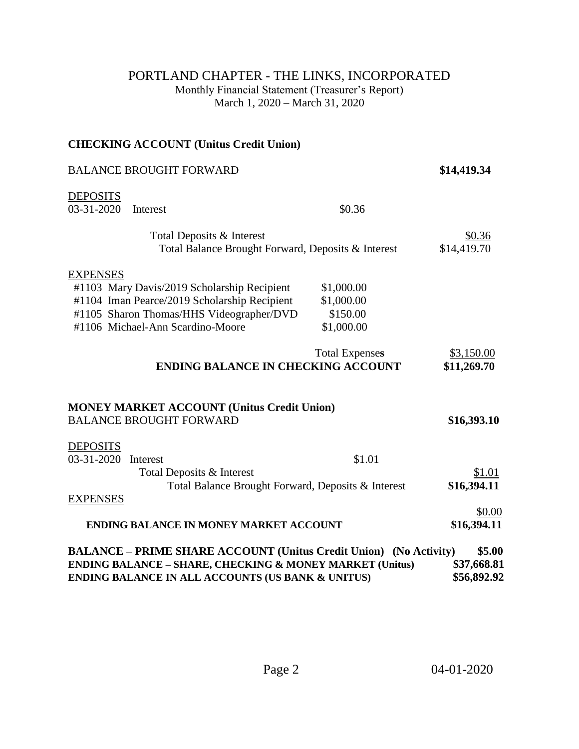# PORTLAND CHAPTER - THE LINKS, INCORPORATED

Monthly Financial Statement (Treasurer's Report)
March 1, 2020 – March 31, 2020

**CHECKING ACCOUNT (Unitus Credit Union)**

| | | |
|---|---|---|
| BALANCE BROUGHT FORWARD | | **$14,419.34** |
| <u>DEPOSITS</u> | | |
| 03-31-2020 Interest | $0.36 | |
| Total Deposits & Interest | | <u>$0.36</u> |
| Total Balance Brought Forward, Deposits & Interest | | $14,419.70 |
| <u>EXPENSES</u> | | |
| #1103 Mary Davis/2019 Scholarship Recipient | $1,000.00 | |
| #1104 Iman Pearce/2019 Scholarship Recipient | $1,000.00 | |
| #1105 Sharon Thomas/HHS Videographer/DVD | $150.00 | |
| #1106 Michael-Ann Scardino-Moore | $1,000.00 | |
| | Total Expenses | <u>$3,150.00</u> |
| **ENDING BALANCE IN CHECKING ACCOUNT** | | **$11,269.70** |

**MONEY MARKET ACCOUNT (Unitus Credit Union)**

| | | |
|---|---|---|
| BALANCE BROUGHT FORWARD | | **$16,393.10** |
| <u>DEPOSITS</u> | | |
| 03-31-2020 Interest | $1.01 | |
| Total Deposits & Interest | | <u>$1.01</u> |
| Total Balance Brought Forward, Deposits & Interest | | **$16,394.11** |
| <u>EXPENSES</u> | | $0.00 |
| **ENDING BALANCE IN MONEY MARKET ACCOUNT** | | **$16,394.11** |

| | |
|---|---|
| **BALANCE – PRIME SHARE ACCOUNT (Unitus Credit Union) (No Activity)** | **$5.00** |
| **ENDING BALANCE – SHARE, CHECKING & MONEY MARKET (Unitus)** | **$37,668.81** |
| **ENDING BALANCE IN ALL ACCOUNTS (US BANK & UNITUS)** | **$56,892.92** |

04-01-2020